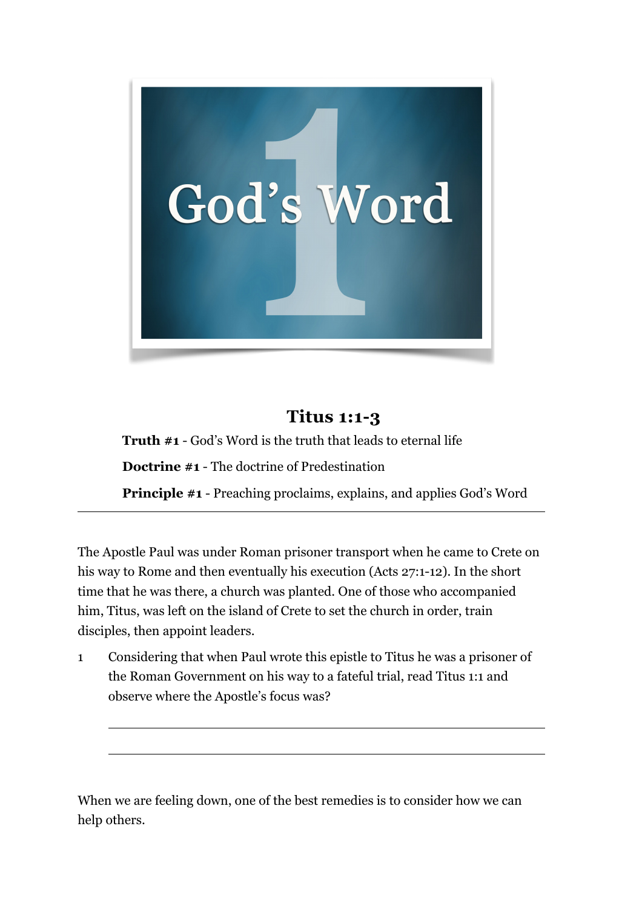# God's Word

## Titus 1:1-3

**Truth #1** - God's Word is the truth that leads to eternal life

**Doctrine #1** - The doctrine of Predestination

**Principle #1** - Preaching proclaims, explains, and applies God's Word

---

The Apostle Paul was under Roman prisoner transport when he came to Crete on his way to Rome and then eventually his execution (Acts 27:1-12). In the short time that he was there, a church was planted. One of those who accompanied him, Titus, was left on the island of Crete to set the church in order, train disciples, then appoint leaders.

1. Considering that when Paul wrote this epistle to Titus he was a prisoner of the Roman Government on his way to a fateful trial, read Titus 1:1 and observe where the Apostle's focus was?

   ______________________________________________

   ______________________________________________

When we are feeling down, one of the best remedies is to consider how we can help others.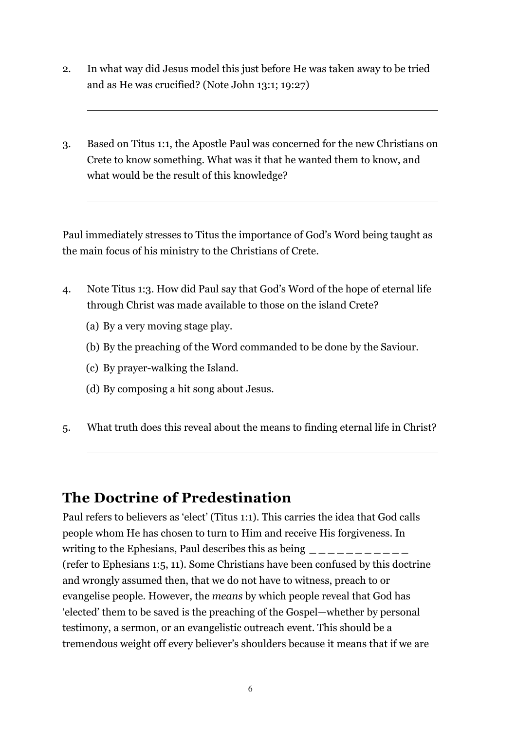2. In what way did Jesus model this just before He was taken away to be tried and as He was crucified? (Note John 13:1; 19:27)

   ______________________________________________

3. Based on Titus 1:1, the Apostle Paul was concerned for the new Christians on Crete to know something. What was it that he wanted them to know, and what would be the result of this knowledge?

   ______________________________________________

Paul immediately stresses to Titus the importance of God's Word being taught as the main focus of his ministry to the Christians of Crete.

4. Note Titus 1:3. How did Paul say that God's Word of the hope of eternal life through Christ was made available to those on the island Crete?

   (a) By a very moving stage play.

   (b) By the preaching of the Word commanded to be done by the Saviour.

   (c) By prayer-walking the Island.

   (d) By composing a hit song about Jesus.

5. What truth does this reveal about the means to finding eternal life in Christ?

   ______________________________________________

## The Doctrine of Predestination

Paul refers to believers as 'elect' (Titus 1:1). This carries the idea that God calls people whom He has chosen to turn to Him and receive His forgiveness. In writing to the Ephesians, Paul describes this as being _ _ _ _ _ _ _ _ _ _ _ (refer to Ephesians 1:5, 11). Some Christians have been confused by this doctrine and wrongly assumed then, that we do not have to witness, preach to or evangelise people. However, the *means* by which people reveal that God has 'elected' them to be saved is the preaching of the Gospel—whether by personal testimony, a sermon, or an evangelistic outreach event. This should be a tremendous weight off every believer's shoulders because it means that if we are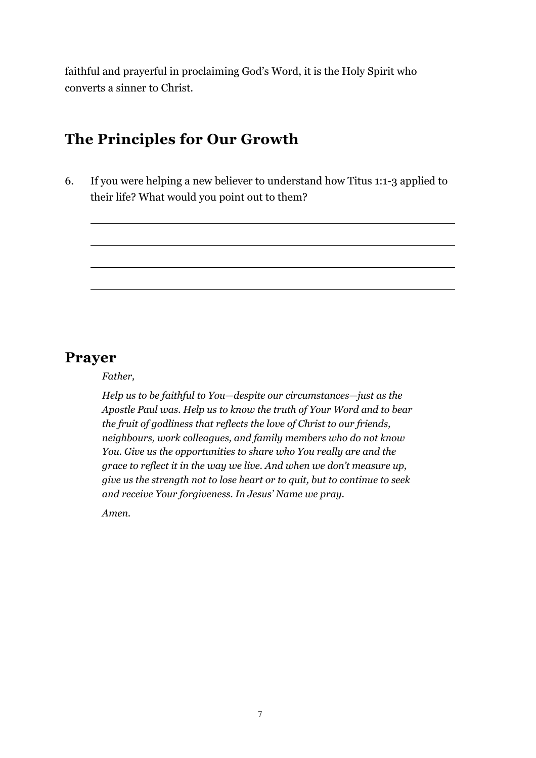faithful and prayerful in proclaiming God's Word, it is the Holy Spirit who converts a sinner to Christ.

## The Principles for Our Growth

6. If you were helping a new believer to understand how Titus 1:1-3 applied to their life? What would you point out to them?

## Prayer

*Father,*

*Help us to be faithful to You—despite our circumstances—just as the Apostle Paul was. Help us to know the truth of Your Word and to bear the fruit of godliness that reflects the love of Christ to our friends, neighbours, work colleagues, and family members who do not know You. Give us the opportunities to share who You really are and the grace to reflect it in the way we live. And when we don't measure up, give us the strength not to lose heart or to quit, but to continue to seek and receive Your forgiveness. In Jesus' Name we pray.*

*Amen.*